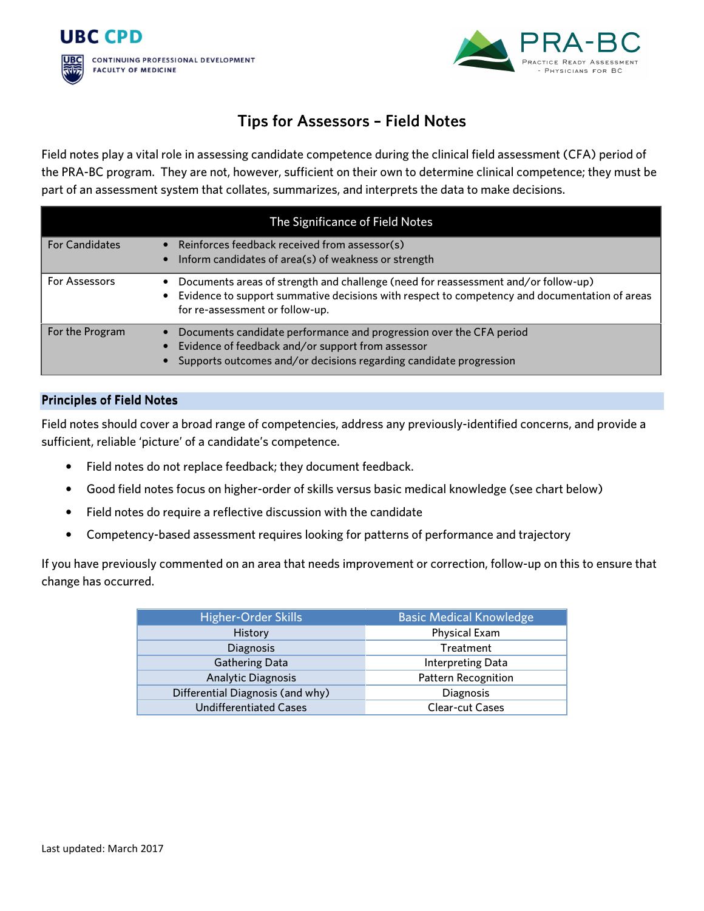UBC CPD

CONTINUING PROFESSIONAL DEVELOPMENT
FACULTY OF MEDICINE

PRA-BC
Practice Ready Assessment - Physicians for BC

# Tips for Assessors – Field Notes

Field notes play a vital role in assessing candidate competence during the clinical field assessment (CFA) period of the PRA-BC program. They are not, however, sufficient on their own to determine clinical competence; they must be part of an assessment system that collates, summarizes, and interprets the data to make decisions.

| The Significance of Field Notes | |
|---|---|
| For Candidates | • Reinforces feedback received from assessor(s)<br>• Inform candidates of area(s) of weakness or strength |
| For Assessors | • Documents areas of strength and challenge (need for reassessment and/or follow-up)<br>• Evidence to support summative decisions with respect to competency and documentation of areas for re-assessment or follow-up. |
| For the Program | • Documents candidate performance and progression over the CFA period<br>• Evidence of feedback and/or support from assessor<br>• Supports outcomes and/or decisions regarding candidate progression |

## Principles of Field Notes

Field notes should cover a broad range of competencies, address any previously-identified concerns, and provide a sufficient, reliable 'picture' of a candidate's competence.

- Field notes do not replace feedback; they document feedback.
- Good field notes focus on higher-order of skills versus basic medical knowledge (see chart below)
- Field notes do require a reflective discussion with the candidate
- Competency-based assessment requires looking for patterns of performance and trajectory

If you have previously commented on an area that needs improvement or correction, follow-up on this to ensure that change has occurred.

| Higher-Order Skills | Basic Medical Knowledge |
|---|---|
| History | Physical Exam |
| Diagnosis | Treatment |
| Gathering Data | Interpreting Data |
| Analytic Diagnosis | Pattern Recognition |
| Differential Diagnosis (and why) | Diagnosis |
| Undifferentiated Cases | Clear-cut Cases |

Last updated: March 2017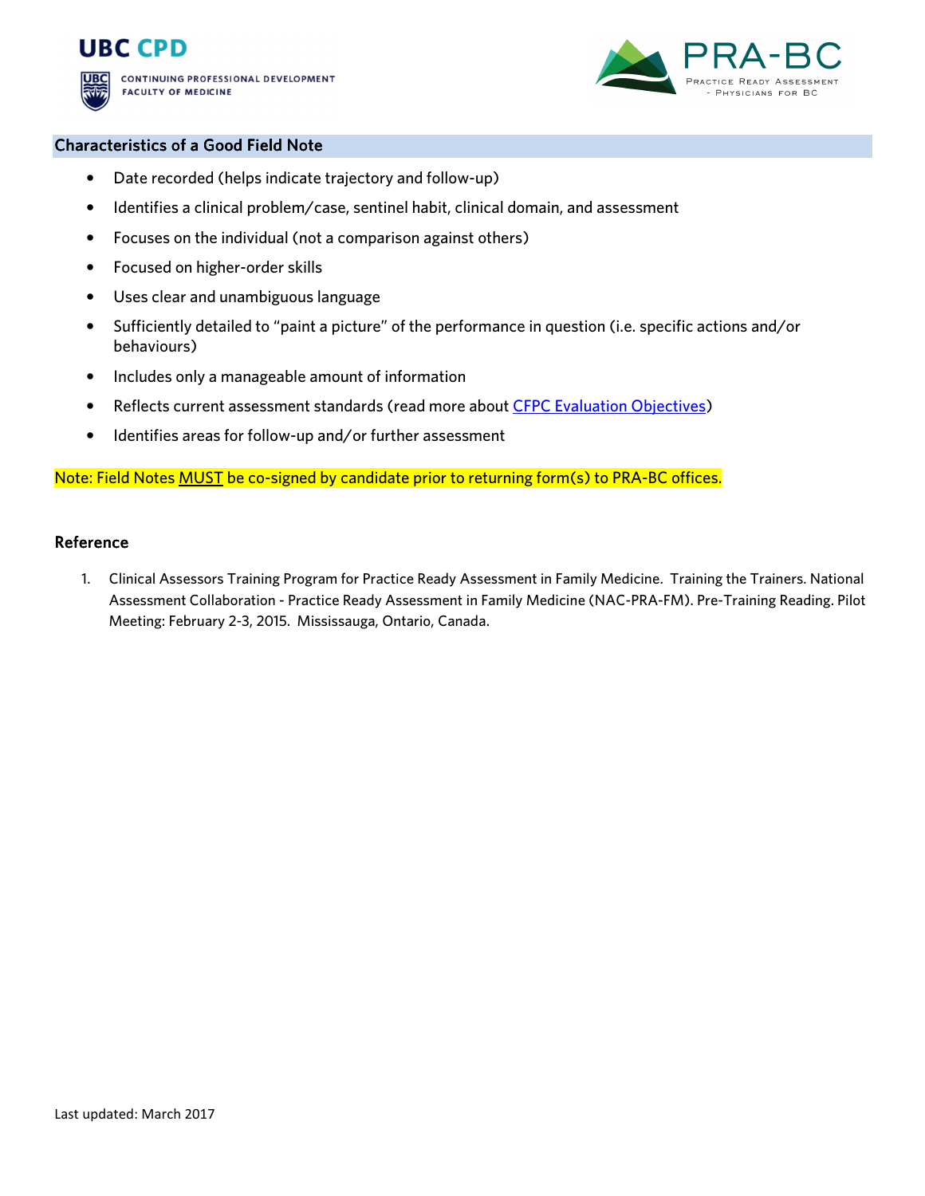## Characteristics of a Good Field Note

- Date recorded (helps indicate trajectory and follow-up)
- Identifies a clinical problem/case, sentinel habit, clinical domain, and assessment
- Focuses on the individual (not a comparison against others)
- Focused on higher-order skills
- Uses clear and unambiguous language
- Sufficiently detailed to "paint a picture" of the performance in question (i.e. specific actions and/or behaviours)
- Includes only a manageable amount of information
- Reflects current assessment standards (read more about CFPC Evaluation Objectives)
- Identifies areas for follow-up and/or further assessment

Note: Field Notes MUST be co-signed by candidate prior to returning form(s) to PRA-BC offices.

### Reference

1. Clinical Assessors Training Program for Practice Ready Assessment in Family Medicine. Training the Trainers. National Assessment Collaboration - Practice Ready Assessment in Family Medicine (NAC-PRA-FM). Pre-Training Reading. Pilot Meeting: February 2-3, 2015. Mississauga, Ontario, Canada.

Last updated: March 2017